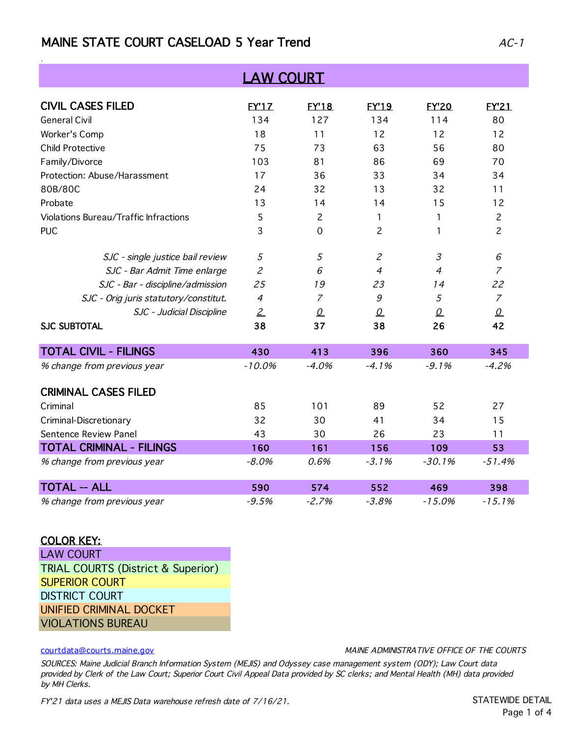# MAINE STATE COURT CASELOAD 5 Year Trend

AC-1

## LAW COURT

| CIVIL CASES FILED | FY'17 | FY'18 | FY'19 | FY'20 | FY'21 |
|---|---|---|---|---|---|
| General Civil | 134 | 127 | 134 | 114 | 80 |
| Worker's Comp | 18 | 11 | 12 | 12 | 12 |
| Child Protective | 75 | 73 | 63 | 56 | 80 |
| Family/Divorce | 103 | 81 | 86 | 69 | 70 |
| Protection: Abuse/Harassment | 17 | 36 | 33 | 34 | 34 |
| 80B/80C | 24 | 32 | 13 | 32 | 11 |
| Probate | 13 | 14 | 14 | 15 | 12 |
| Violations Bureau/Traffic Infractions | 5 | 2 | 1 | 1 | 2 |
| PUC | 3 | 0 | 2 | 1 | 2 |
| *SJC - single justice bail review* | *5* | *5* | *2* | *3* | *6* |
| *SJC - Bar Admit Time enlarge* | *2* | *6* | *4* | *4* | *7* |
| *SJC - Bar - discipline/admission* | *25* | *19* | *23* | *14* | *22* |
| *SJC - Orig juris statutory/constitut.* | *4* | *7* | *9* | *5* | *7* |
| *SJC - Judicial Discipline* | *2* | *0* | *0* | *0* | *0* |
| **SJC SUBTOTAL** | **38** | **37** | **38** | **26** | **42** |
| **TOTAL CIVIL - FILINGS** | **430** | **413** | **396** | **360** | **345** |
| *% change from previous year* | *-10.0%* | *-4.0%* | *-4.1%* | *-9.1%* | *-4.2%* |

| CRIMINAL CASES FILED | FY'17 | FY'18 | FY'19 | FY'20 | FY'21 |
|---|---|---|---|---|---|
| Criminal | 85 | 101 | 89 | 52 | 27 |
| Criminal-Discretionary | 32 | 30 | 41 | 34 | 15 |
| Sentence Review Panel | 43 | 30 | 26 | 23 | 11 |
| **TOTAL CRIMINAL - FILINGS** | **160** | **161** | **156** | **109** | **53** |
| *% change from previous year* | *-8.0%* | *0.6%* | *-3.1%* | *-30.1%* | *-51.4%* |
| **TOTAL -- ALL** | **590** | **574** | **552** | **469** | **398** |
| *% change from previous year* | *-9.5%* | *-2.7%* | *-3.8%* | *-15.0%* | *-15.1%* |

**COLOR KEY:**

- LAW COURT
- TRIAL COURTS (District & Superior)
- SUPERIOR COURT
- DISTRICT COURT
- UNIFIED CRIMINAL DOCKET
- VIOLATIONS BUREAU

courtdata@courts.maine.gov

*MAINE ADMINISTRATIVE OFFICE OF THE COURTS*

*SOURCES: Maine Judicial Branch Information System (MEJIS) and Odyssey case management system (ODY); Law Court data provided by Clerk of the Law Court; Superior Court Civil Appeal Data provided by SC clerks; and Mental Health (MH) data provided by MH Clerks.*

*FY'21 data uses a MEJIS Data warehouse refresh date of 7/16/21.*

STATEWIDE DETAIL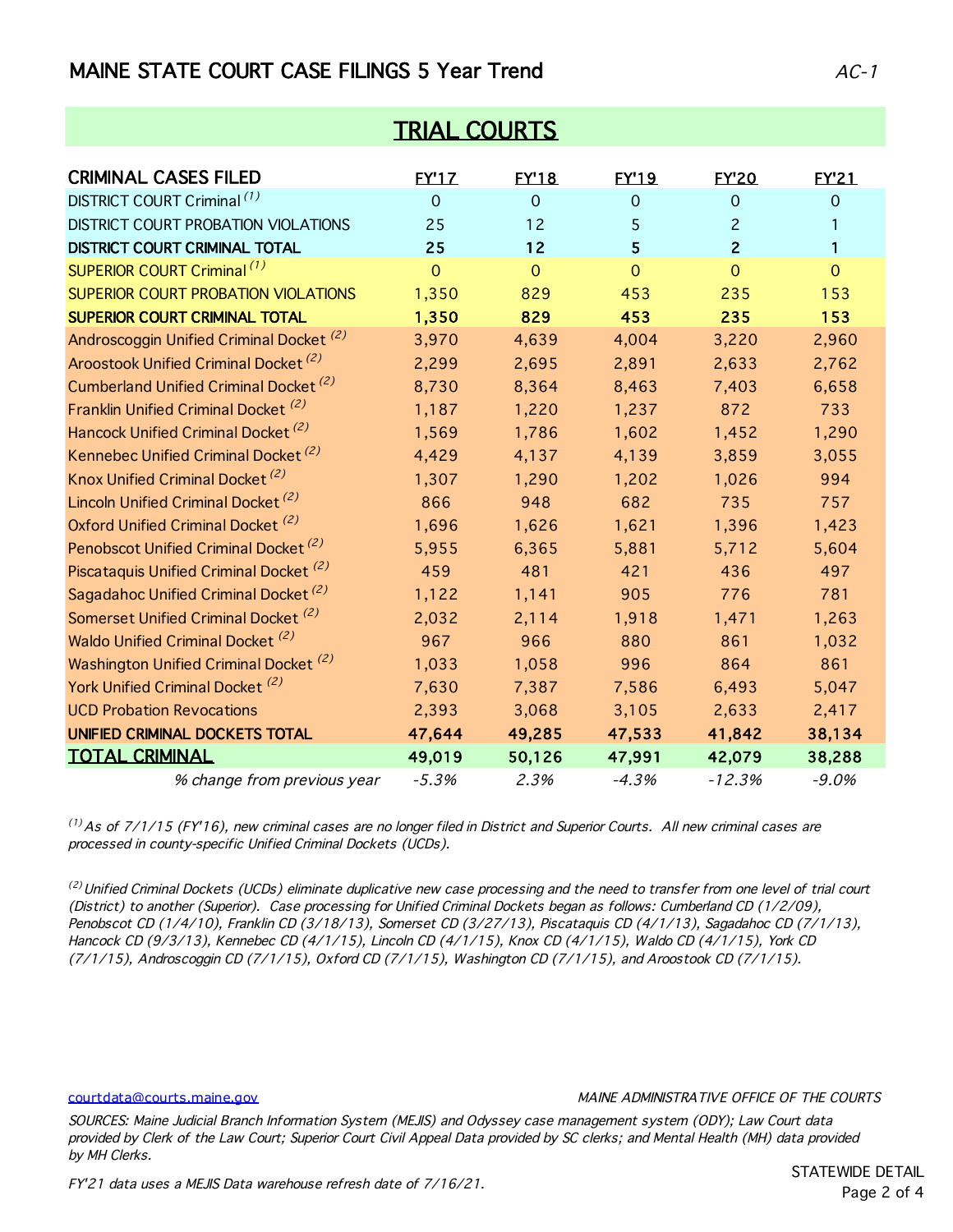## MAINE STATE COURT CASE FILINGS 5 Year Trend

AC-1

# TRIAL COURTS

| CRIMINAL CASES FILED | FY'17 | FY'18 | FY'19 | FY'20 | FY'21 |
|---|---|---|---|---|---|
| DISTRICT COURT Criminal [(1)] | 0 | 0 | 0 | 0 | 0 |
| DISTRICT COURT PROBATION VIOLATIONS | 25 | 12 | 5 | 2 | 1 |
| **DISTRICT COURT CRIMINAL TOTAL** | **25** | **12** | **5** | **2** | **1** |
| SUPERIOR COURT Criminal [(1)] | 0 | 0 | 0 | 0 | 0 |
| SUPERIOR COURT PROBATION VIOLATIONS | 1,350 | 829 | 453 | 235 | 153 |
| **SUPERIOR COURT CRIMINAL TOTAL** | **1,350** | **829** | **453** | **235** | **153** |
| Androscoggin Unified Criminal Docket [(2)] | 3,970 | 4,639 | 4,004 | 3,220 | 2,960 |
| Aroostook Unified Criminal Docket [(2)] | 2,299 | 2,695 | 2,891 | 2,633 | 2,762 |
| Cumberland Unified Criminal Docket [(2)] | 8,730 | 8,364 | 8,463 | 7,403 | 6,658 |
| Franklin Unified Criminal Docket [(2)] | 1,187 | 1,220 | 1,237 | 872 | 733 |
| Hancock Unified Criminal Docket [(2)] | 1,569 | 1,786 | 1,602 | 1,452 | 1,290 |
| Kennebec Unified Criminal Docket [(2)] | 4,429 | 4,137 | 4,139 | 3,859 | 3,055 |
| Knox Unified Criminal Docket [(2)] | 1,307 | 1,290 | 1,202 | 1,026 | 994 |
| Lincoln Unified Criminal Docket [(2)] | 866 | 948 | 682 | 735 | 757 |
| Oxford Unified Criminal Docket [(2)] | 1,696 | 1,626 | 1,621 | 1,396 | 1,423 |
| Penobscot Unified Criminal Docket [(2)] | 5,955 | 6,365 | 5,881 | 5,712 | 5,604 |
| Piscataquis Unified Criminal Docket [(2)] | 459 | 481 | 421 | 436 | 497 |
| Sagadahoc Unified Criminal Docket [(2)] | 1,122 | 1,141 | 905 | 776 | 781 |
| Somerset Unified Criminal Docket [(2)] | 2,032 | 2,114 | 1,918 | 1,471 | 1,263 |
| Waldo Unified Criminal Docket [(2)] | 967 | 966 | 880 | 861 | 1,032 |
| Washington Unified Criminal Docket [(2)] | 1,033 | 1,058 | 996 | 864 | 861 |
| York Unified Criminal Docket [(2)] | 7,630 | 7,387 | 7,586 | 6,493 | 5,047 |
| UCD Probation Revocations | 2,393 | 3,068 | 3,105 | 2,633 | 2,417 |
| **UNIFIED CRIMINAL DOCKETS TOTAL** | **47,644** | **49,285** | **47,533** | **41,842** | **38,134** |
| **TOTAL CRIMINAL** | **49,019** | **50,126** | **47,991** | **42,079** | **38,288** |
| *% change from previous year* | *-5.3%* | *2.3%* | *-4.3%* | *-12.3%* | *-9.0%* |

*[(1)] As of 7/1/15 (FY'16), new criminal cases are no longer filed in District and Superior Courts. All new criminal cases are processed in county-specific Unified Criminal Dockets (UCDs).*

*[(2)] Unified Criminal Dockets (UCDs) eliminate duplicative new case processing and the need to transfer from one level of trial court (District) to another (Superior). Case processing for Unified Criminal Dockets began as follows: Cumberland CD (1/2/09), Penobscot CD (1/4/10), Franklin CD (3/18/13), Somerset CD (3/27/13), Piscataquis CD (4/1/13), Sagadahoc CD (7/1/13), Hancock CD (9/3/13), Kennebec CD (4/1/15), Lincoln CD (4/1/15), Knox CD (4/1/15), Waldo CD (4/1/15), York CD (7/1/15), Androscoggin CD (7/1/15), Oxford CD (7/1/15), Washington CD (7/1/15), and Aroostook CD (7/1/15).*

courtdata@courts.maine.gov

*MAINE ADMINISTRATIVE OFFICE OF THE COURTS*

*SOURCES: Maine Judicial Branch Information System (MEJIS) and Odyssey case management system (ODY); Law Court data provided by Clerk of the Law Court; Superior Court Civil Appeal Data provided by SC clerks; and Mental Health (MH) data provided by MH Clerks.*

*FY'21 data uses a MEJIS Data warehouse refresh date of 7/16/21.*

STATEWIDE DETAIL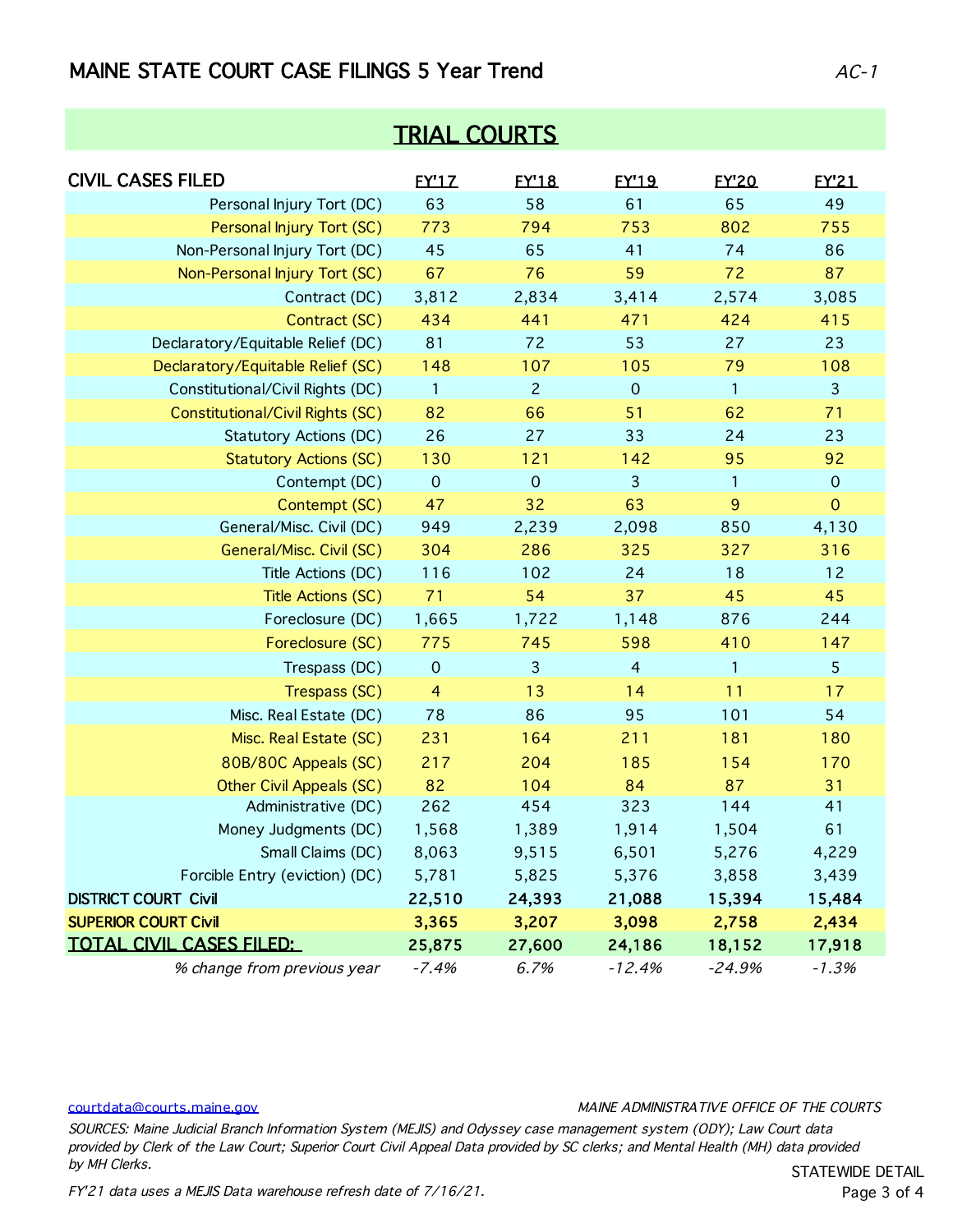# MAINE STATE COURT CASE FILINGS 5 Year Trend

AC-1

## TRIAL COURTS

| CIVIL CASES FILED | FY'17 | FY'18 | FY'19 | FY'20 | FY'21 |
|---|---|---|---|---|---|
| Personal Injury Tort (DC) | 63 | 58 | 61 | 65 | 49 |
| Personal Injury Tort (SC) | 773 | 794 | 753 | 802 | 755 |
| Non-Personal Injury Tort (DC) | 45 | 65 | 41 | 74 | 86 |
| Non-Personal Injury Tort (SC) | 67 | 76 | 59 | 72 | 87 |
| Contract (DC) | 3,812 | 2,834 | 3,414 | 2,574 | 3,085 |
| Contract (SC) | 434 | 441 | 471 | 424 | 415 |
| Declaratory/Equitable Relief (DC) | 81 | 72 | 53 | 27 | 23 |
| Declaratory/Equitable Relief (SC) | 148 | 107 | 105 | 79 | 108 |
| Constitutional/Civil Rights (DC) | 1 | 2 | 0 | 1 | 3 |
| Constitutional/Civil Rights (SC) | 82 | 66 | 51 | 62 | 71 |
| Statutory Actions (DC) | 26 | 27 | 33 | 24 | 23 |
| Statutory Actions (SC) | 130 | 121 | 142 | 95 | 92 |
| Contempt (DC) | 0 | 0 | 3 | 1 | 0 |
| Contempt (SC) | 47 | 32 | 63 | 9 | 0 |
| General/Misc. Civil (DC) | 949 | 2,239 | 2,098 | 850 | 4,130 |
| General/Misc. Civil (SC) | 304 | 286 | 325 | 327 | 316 |
| Title Actions (DC) | 116 | 102 | 24 | 18 | 12 |
| Title Actions (SC) | 71 | 54 | 37 | 45 | 45 |
| Foreclosure (DC) | 1,665 | 1,722 | 1,148 | 876 | 244 |
| Foreclosure (SC) | 775 | 745 | 598 | 410 | 147 |
| Trespass (DC) | 0 | 3 | 4 | 1 | 5 |
| Trespass (SC) | 4 | 13 | 14 | 11 | 17 |
| Misc. Real Estate (DC) | 78 | 86 | 95 | 101 | 54 |
| Misc. Real Estate (SC) | 231 | 164 | 211 | 181 | 180 |
| 80B/80C Appeals (SC) | 217 | 204 | 185 | 154 | 170 |
| Other Civil Appeals (SC) | 82 | 104 | 84 | 87 | 31 |
| Administrative (DC) | 262 | 454 | 323 | 144 | 41 |
| Money Judgments (DC) | 1,568 | 1,389 | 1,914 | 1,504 | 61 |
| Small Claims (DC) | 8,063 | 9,515 | 6,501 | 5,276 | 4,229 |
| Forcible Entry (eviction) (DC) | 5,781 | 5,825 | 5,376 | 3,858 | 3,439 |
| **DISTRICT COURT Civil** | **22,510** | **24,393** | **21,088** | **15,394** | **15,484** |
| **SUPERIOR COURT Civil** | **3,365** | **3,207** | **3,098** | **2,758** | **2,434** |
| **TOTAL CIVIL CASES FILED:** | **25,875** | **27,600** | **24,186** | **18,152** | **17,918** |
| *% change from previous year* | *-7.4%* | *6.7%* | *-12.4%* | *-24.9%* | *-1.3%* |

courtdata@courts.maine.gov

*MAINE ADMINISTRATIVE OFFICE OF THE COURTS*

*SOURCES: Maine Judicial Branch Information System (MEJIS) and Odyssey case management system (ODY); Law Court data provided by Clerk of the Law Court; Superior Court Civil Appeal Data provided by SC clerks; and Mental Health (MH) data provided by MH Clerks.*

*FY'21 data uses a MEJIS Data warehouse refresh date of 7/16/21.*

STATEWIDE DETAIL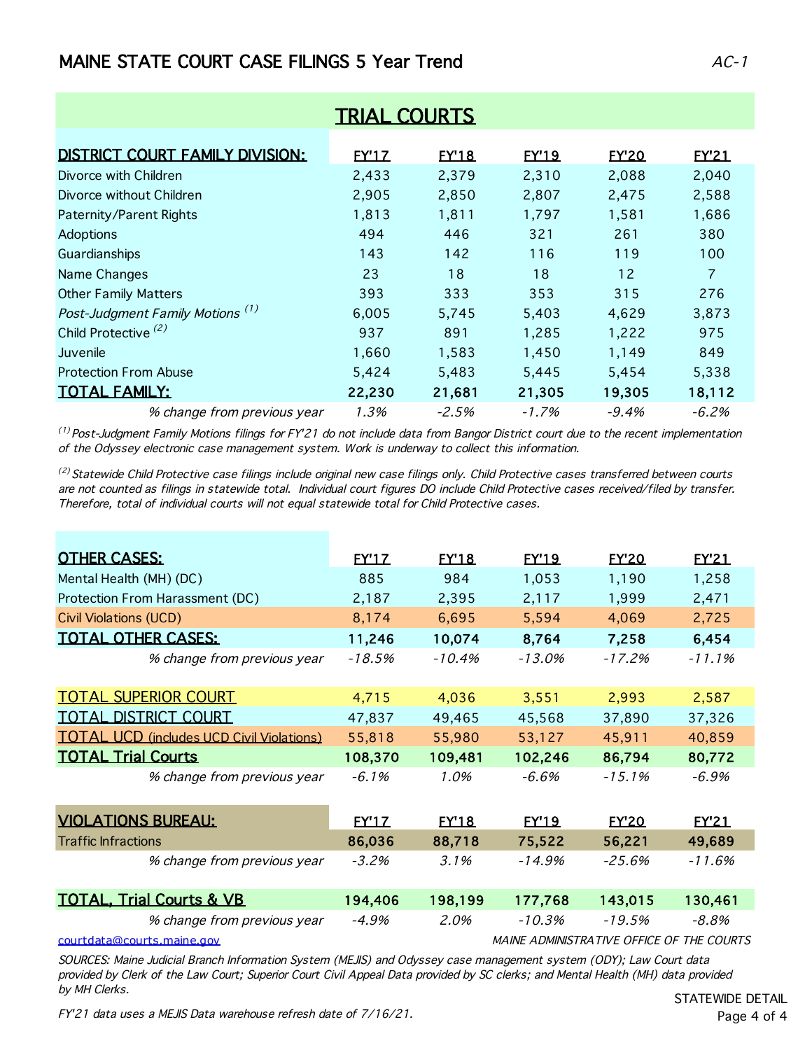# MAINE STATE COURT CASE FILINGS 5 Year Trend

AC-1

## TRIAL COURTS

| DISTRICT COURT FAMILY DIVISION: | FY'17 | FY'18 | FY'19 | FY'20 | FY'21 |
|---|---|---|---|---|---|
| Divorce with Children | 2,433 | 2,379 | 2,310 | 2,088 | 2,040 |
| Divorce without Children | 2,905 | 2,850 | 2,807 | 2,475 | 2,588 |
| Paternity/Parent Rights | 1,813 | 1,811 | 1,797 | 1,581 | 1,686 |
| Adoptions | 494 | 446 | 321 | 261 | 380 |
| Guardianships | 143 | 142 | 116 | 119 | 100 |
| Name Changes | 23 | 18 | 18 | 12 | 7 |
| Other Family Matters | 393 | 333 | 353 | 315 | 276 |
| *Post-Judgment Family Motions* [1] | 6,005 | 5,745 | 5,403 | 4,629 | 3,873 |
| Child Protective [2] | 937 | 891 | 1,285 | 1,222 | 975 |
| Juvenile | 1,660 | 1,583 | 1,450 | 1,149 | 849 |
| Protection From Abuse | 5,424 | 5,483 | 5,445 | 5,454 | 5,338 |
| **TOTAL FAMILY:** | **22,230** | **21,681** | **21,305** | **19,305** | **18,112** |
| *% change from previous year* | *1.3%* | *-2.5%* | *-1.7%* | *-9.4%* | *-6.2%* |

*[1] Post-Judgment Family Motions filings for FY'21 do not include data from Bangor District court due to the recent implementation of the Odyssey electronic case management system. Work is underway to collect this information.*

*[2] Statewide Child Protective case filings include original new case filings only. Child Protective cases transferred between courts are not counted as filings in statewide total. Individual court figures DO include Child Protective cases received/filed by transfer. Therefore, total of individual courts will not equal statewide total for Child Protective cases.*

| OTHER CASES: | FY'17 | FY'18 | FY'19 | FY'20 | FY'21 |
|---|---|---|---|---|---|
| Mental Health (MH) (DC) | 885 | 984 | 1,053 | 1,190 | 1,258 |
| Protection From Harassment (DC) | 2,187 | 2,395 | 2,117 | 1,999 | 2,471 |
| Civil Violations (UCD) | 8,174 | 6,695 | 5,594 | 4,069 | 2,725 |
| **TOTAL OTHER CASES:** | **11,246** | **10,074** | **8,764** | **7,258** | **6,454** |
| *% change from previous year* | *-18.5%* | *-10.4%* | *-13.0%* | *-17.2%* | *-11.1%* |
| TOTAL SUPERIOR COURT | 4,715 | 4,036 | 3,551 | 2,993 | 2,587 |
| TOTAL DISTRICT COURT | 47,837 | 49,465 | 45,568 | 37,890 | 37,326 |
| TOTAL UCD (includes UCD Civil Violations) | 55,818 | 55,980 | 53,127 | 45,911 | 40,859 |
| **TOTAL Trial Courts** | **108,370** | **109,481** | **102,246** | **86,794** | **80,772** |
| *% change from previous year* | *-6.1%* | *1.0%* | *-6.6%* | *-15.1%* | *-6.9%* |

| VIOLATIONS BUREAU: | FY'17 | FY'18 | FY'19 | FY'20 | FY'21 |
|---|---|---|---|---|---|
| Traffic Infractions | **86,036** | **88,718** | **75,522** | **56,221** | **49,689** |
| *% change from previous year* | *-3.2%* | *3.1%* | *-14.9%* | *-25.6%* | *-11.6%* |
| **TOTAL, Trial Courts & VB** | **194,406** | **198,199** | **177,768** | **143,015** | **130,461** |
| *% change from previous year* | *-4.9%* | *2.0%* | *-10.3%* | *-19.5%* | *-8.8%* |

courtdata@courts.maine.gov

*MAINE ADMINISTRATIVE OFFICE OF THE COURTS*

*SOURCES: Maine Judicial Branch Information System (MEJIS) and Odyssey case management system (ODY); Law Court data provided by Clerk of the Law Court; Superior Court Civil Appeal Data provided by SC clerks; and Mental Health (MH) data provided by MH Clerks.*

*FY'21 data uses a MEJIS Data warehouse refresh date of 7/16/21.*

STATEWIDE DETAIL